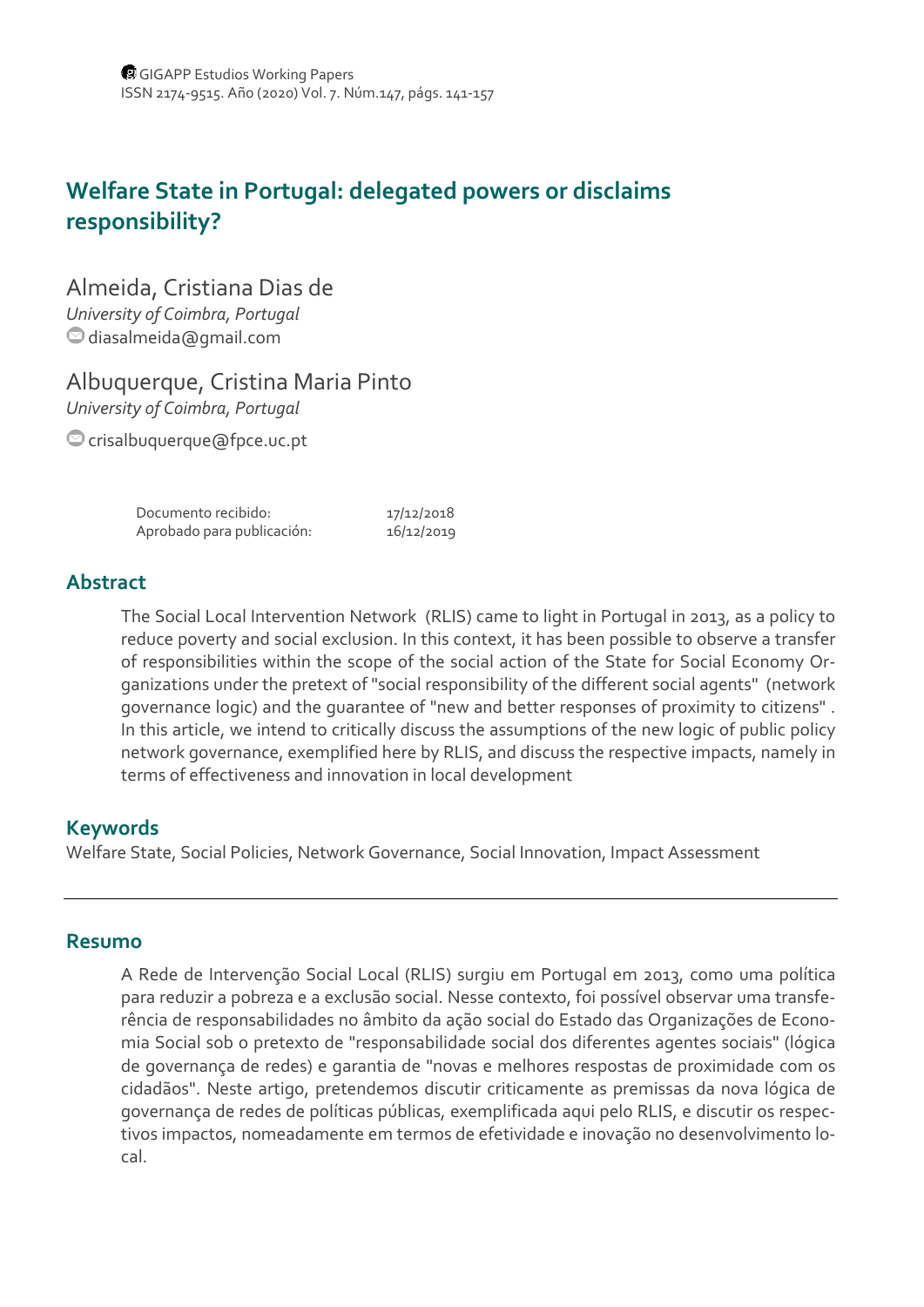# Welfare State in Portugal: delegated powers or disclaims responsibility?

Almeida, Cristiana Dias de
*University of Coimbra, Portugal*
diasalmeida@gmail.com

Albuquerque, Cristina Maria Pinto
*University of Coimbra, Portugal*
crisalbuquerque@fpce.uc.pt

| | |
|---|---|
| Documento recibido: | 17/12/2018 |
| Aprobado para publicación: | 16/12/2019 |

## Abstract

The Social Local Intervention Network (RLIS) came to light in Portugal in 2013, as a policy to reduce poverty and social exclusion. In this context, it has been possible to observe a transfer of responsibilities within the scope of the social action of the State for Social Economy Organizations under the pretext of "social responsibility of the different social agents" (network governance logic) and the guarantee of "new and better responses of proximity to citizens" . In this article, we intend to critically discuss the assumptions of the new logic of public policy network governance, exemplified here by RLIS, and discuss the respective impacts, namely in terms of effectiveness and innovation in local development

## Keywords

Welfare State, Social Policies, Network Governance, Social Innovation, Impact Assessment

---

## Resumo

A Rede de Intervenção Social Local (RLIS) surgiu em Portugal em 2013, como uma política para reduzir a pobreza e a exclusão social. Nesse contexto, foi possível observar uma transferência de responsabilidades no âmbito da ação social do Estado das Organizações de Economia Social sob o pretexto de "responsabilidade social dos diferentes agentes sociais" (lógica de governança de redes) e garantia de "novas e melhores respostas de proximidade com os cidadãos". Neste artigo, pretendemos discutir criticamente as premissas da nova lógica de governança de redes de políticas públicas, exemplificada aqui pelo RLIS, e discutir os respectivos impactos, nomeadamente em termos de efetividade e inovação no desenvolvimento local.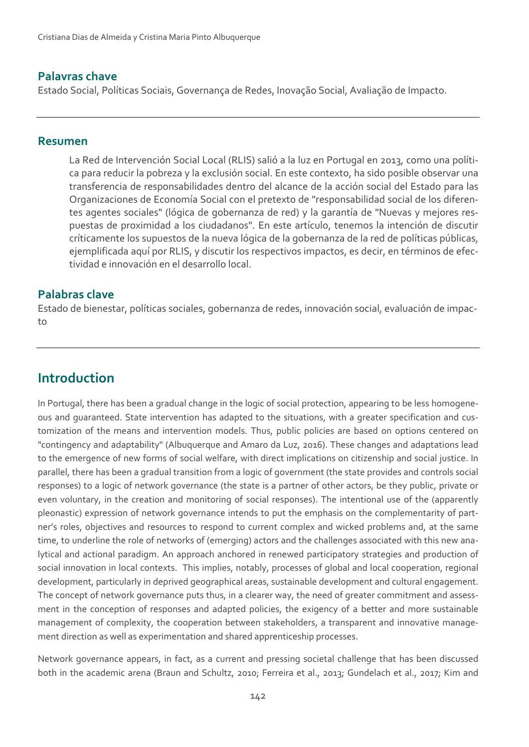## Palavras chave

Estado Social, Políticas Sociais, Governança de Redes, Inovação Social, Avaliação de Impacto.

---

## Resumen

La Red de Intervención Social Local (RLIS) salió a la luz en Portugal en 2013, como una política para reducir la pobreza y la exclusión social. En este contexto, ha sido posible observar una transferencia de responsabilidades dentro del alcance de la acción social del Estado para las Organizaciones de Economía Social con el pretexto de "responsabilidad social de los diferentes agentes sociales" (lógica de gobernanza de red) y la garantía de "Nuevas y mejores respuestas de proximidad a los ciudadanos". En este artículo, tenemos la intención de discutir críticamente los supuestos de la nueva lógica de la gobernanza de la red de políticas públicas, ejemplificada aquí por RLIS, y discutir los respectivos impactos, es decir, en términos de efectividad e innovación en el desarrollo local.

## Palabras clave

Estado de bienestar, políticas sociales, gobernanza de redes, innovación social, evaluación de impacto

---

# Introduction

In Portugal, there has been a gradual change in the logic of social protection, appearing to be less homogeneous and guaranteed. State intervention has adapted to the situations, with a greater specification and customization of the means and intervention models. Thus, public policies are based on options centered on "contingency and adaptability" (Albuquerque and Amaro da Luz, 2016). These changes and adaptations lead to the emergence of new forms of social welfare, with direct implications on citizenship and social justice. In parallel, there has been a gradual transition from a logic of government (the state provides and controls social responses) to a logic of network governance (the state is a partner of other actors, be they public, private or even voluntary, in the creation and monitoring of social responses). The intentional use of the (apparently pleonastic) expression of network governance intends to put the emphasis on the complementarity of partner's roles, objectives and resources to respond to current complex and wicked problems and, at the same time, to underline the role of networks of (emerging) actors and the challenges associated with this new analytical and actional paradigm. An approach anchored in renewed participatory strategies and production of social innovation in local contexts. This implies, notably, processes of global and local cooperation, regional development, particularly in deprived geographical areas, sustainable development and cultural engagement. The concept of network governance puts thus, in a clearer way, the need of greater commitment and assessment in the conception of responses and adapted policies, the exigency of a better and more sustainable management of complexity, the cooperation between stakeholders, a transparent and innovative management direction as well as experimentation and shared apprenticeship processes.

Network governance appears, in fact, as a current and pressing societal challenge that has been discussed both in the academic arena (Braun and Schultz, 2010; Ferreira et al., 2013; Gundelach et al., 2017; Kim and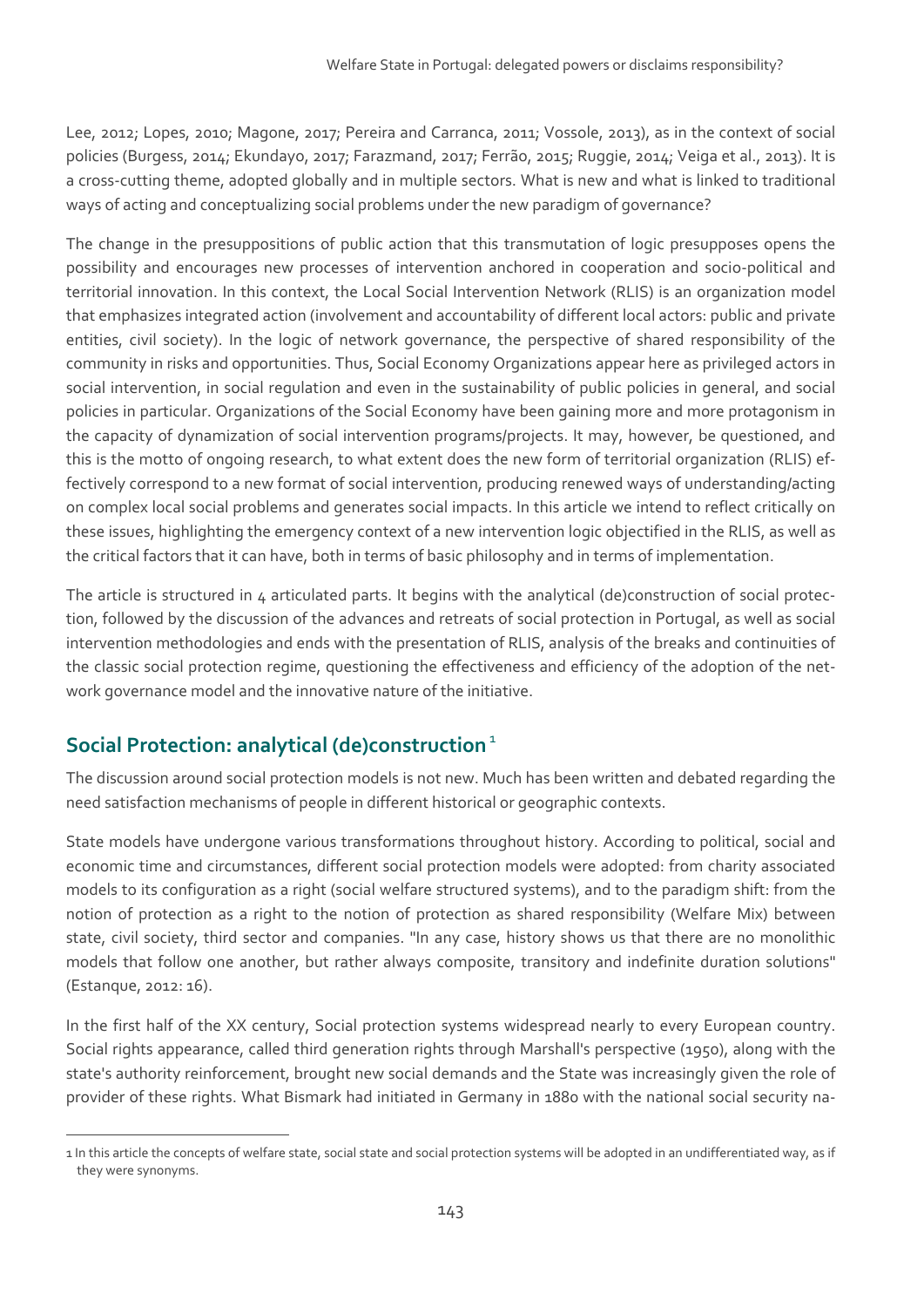Lee, 2012; Lopes, 2010; Magone, 2017; Pereira and Carranca, 2011; Vossole, 2013), as in the context of social policies (Burgess, 2014; Ekundayo, 2017; Farazmand, 2017; Ferrão, 2015; Ruggie, 2014; Veiga et al., 2013). It is a cross-cutting theme, adopted globally and in multiple sectors. What is new and what is linked to traditional ways of acting and conceptualizing social problems under the new paradigm of governance?

The change in the presuppositions of public action that this transmutation of logic presupposes opens the possibility and encourages new processes of intervention anchored in cooperation and socio-political and territorial innovation. In this context, the Local Social Intervention Network (RLIS) is an organization model that emphasizes integrated action (involvement and accountability of different local actors: public and private entities, civil society). In the logic of network governance, the perspective of shared responsibility of the community in risks and opportunities. Thus, Social Economy Organizations appear here as privileged actors in social intervention, in social regulation and even in the sustainability of public policies in general, and social policies in particular. Organizations of the Social Economy have been gaining more and more protagonism in the capacity of dynamization of social intervention programs/projects. It may, however, be questioned, and this is the motto of ongoing research, to what extent does the new form of territorial organization (RLIS) effectively correspond to a new format of social intervention, producing renewed ways of understanding/acting on complex local social problems and generates social impacts. In this article we intend to reflect critically on these issues, highlighting the emergency context of a new intervention logic objectified in the RLIS, as well as the critical factors that it can have, both in terms of basic philosophy and in terms of implementation.

The article is structured in 4 articulated parts. It begins with the analytical (de)construction of social protection, followed by the discussion of the advances and retreats of social protection in Portugal, as well as social intervention methodologies and ends with the presentation of RLIS, analysis of the breaks and continuities of the classic social protection regime, questioning the effectiveness and efficiency of the adoption of the network governance model and the innovative nature of the initiative.

## Social Protection: analytical (de)construction [1]

The discussion around social protection models is not new. Much has been written and debated regarding the need satisfaction mechanisms of people in different historical or geographic contexts.

State models have undergone various transformations throughout history. According to political, social and economic time and circumstances, different social protection models were adopted: from charity associated models to its configuration as a right (social welfare structured systems), and to the paradigm shift: from the notion of protection as a right to the notion of protection as shared responsibility (Welfare Mix) between state, civil society, third sector and companies. "In any case, history shows us that there are no monolithic models that follow one another, but rather always composite, transitory and indefinite duration solutions" (Estanque, 2012: 16).

In the first half of the XX century, Social protection systems widespread nearly to every European country. Social rights appearance, called third generation rights through Marshall's perspective (1950), along with the state's authority reinforcement, brought new social demands and the State was increasingly given the role of provider of these rights. What Bismark had initiated in Germany in 1880 with the national social security na-

1 In this article the concepts of welfare state, social state and social protection systems will be adopted in an undifferentiated way, as if they were synonyms.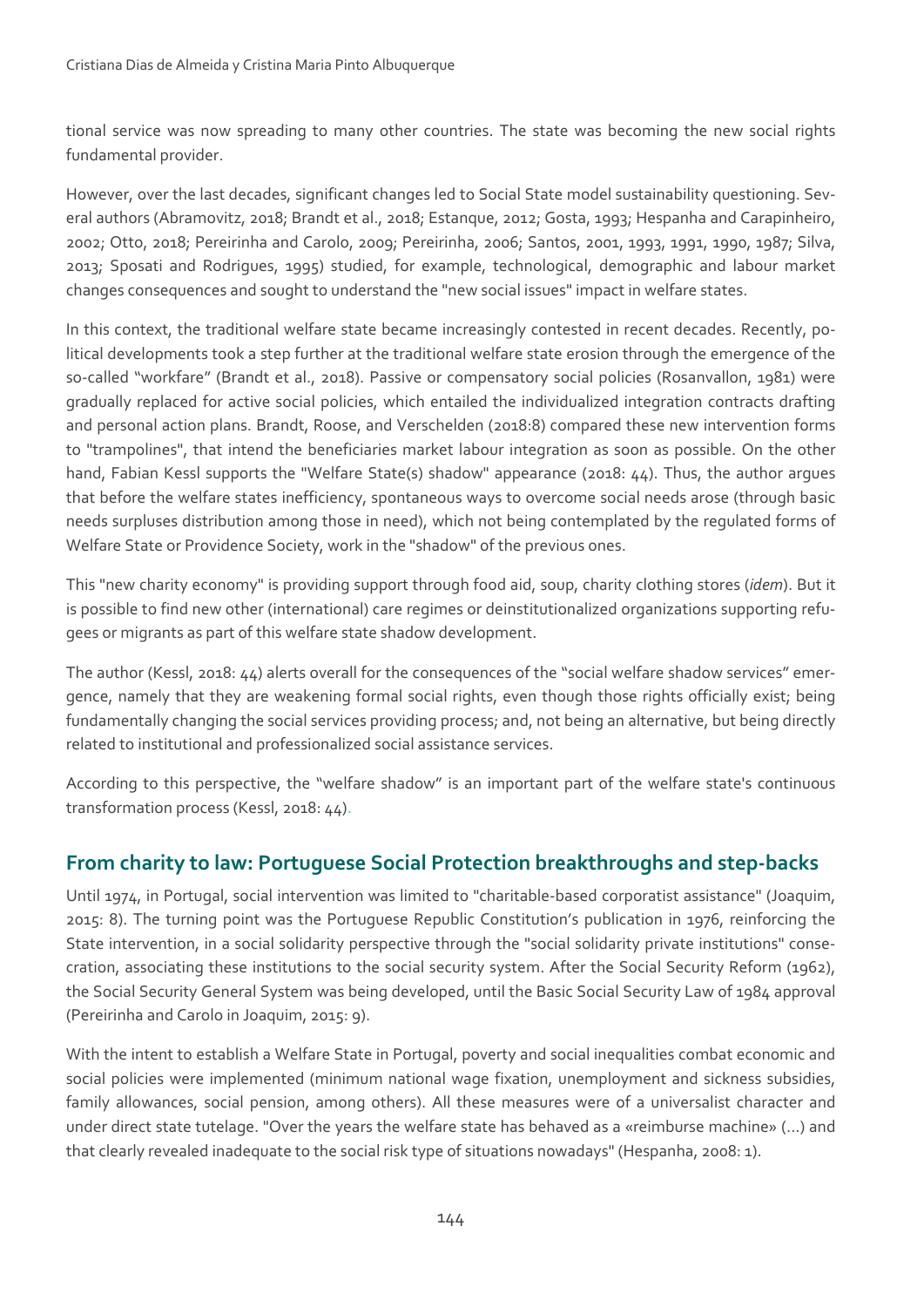tional service was now spreading to many other countries. The state was becoming the new social rights fundamental provider.

However, over the last decades, significant changes led to Social State model sustainability questioning. Several authors (Abramovitz, 2018; Brandt et al., 2018; Estanque, 2012; Gosta, 1993; Hespanha and Carapinheiro, 2002; Otto, 2018; Pereirinha and Carolo, 2009; Pereirinha, 2006; Santos, 2001, 1993, 1991, 1990, 1987; Silva, 2013; Sposati and Rodrigues, 1995) studied, for example, technological, demographic and labour market changes consequences and sought to understand the "new social issues" impact in welfare states.

In this context, the traditional welfare state became increasingly contested in recent decades. Recently, political developments took a step further at the traditional welfare state erosion through the emergence of the so-called "workfare" (Brandt et al., 2018). Passive or compensatory social policies (Rosanvallon, 1981) were gradually replaced for active social policies, which entailed the individualized integration contracts drafting and personal action plans. Brandt, Roose, and Verschelden (2018:8) compared these new intervention forms to "trampolines", that intend the beneficiaries market labour integration as soon as possible. On the other hand, Fabian Kessl supports the "Welfare State(s) shadow" appearance (2018: 44). Thus, the author argues that before the welfare states inefficiency, spontaneous ways to overcome social needs arose (through basic needs surpluses distribution among those in need), which not being contemplated by the regulated forms of Welfare State or Providence Society, work in the "shadow" of the previous ones.

This "new charity economy" is providing support through food aid, soup, charity clothing stores (*idem*). But it is possible to find new other (international) care regimes or deinstitutionalized organizations supporting refugees or migrants as part of this welfare state shadow development.

The author (Kessl, 2018: 44) alerts overall for the consequences of the "social welfare shadow services" emergence, namely that they are weakening formal social rights, even though those rights officially exist; being fundamentally changing the social services providing process; and, not being an alternative, but being directly related to institutional and professionalized social assistance services.

According to this perspective, the "welfare shadow" is an important part of the welfare state's continuous transformation process (Kessl, 2018: 44).

## From charity to law: Portuguese Social Protection breakthroughs and step-backs

Until 1974, in Portugal, social intervention was limited to "charitable-based corporatist assistance" (Joaquim, 2015: 8). The turning point was the Portuguese Republic Constitution's publication in 1976, reinforcing the State intervention, in a social solidarity perspective through the "social solidarity private institutions" consecration, associating these institutions to the social security system. After the Social Security Reform (1962), the Social Security General System was being developed, until the Basic Social Security Law of 1984 approval (Pereirinha and Carolo in Joaquim, 2015: 9).

With the intent to establish a Welfare State in Portugal, poverty and social inequalities combat economic and social policies were implemented (minimum national wage fixation, unemployment and sickness subsidies, family allowances, social pension, among others). All these measures were of a universalist character and under direct state tutelage. "Over the years the welfare state has behaved as a «reimburse machine» (...) and that clearly revealed inadequate to the social risk type of situations nowadays" (Hespanha, 2008: 1).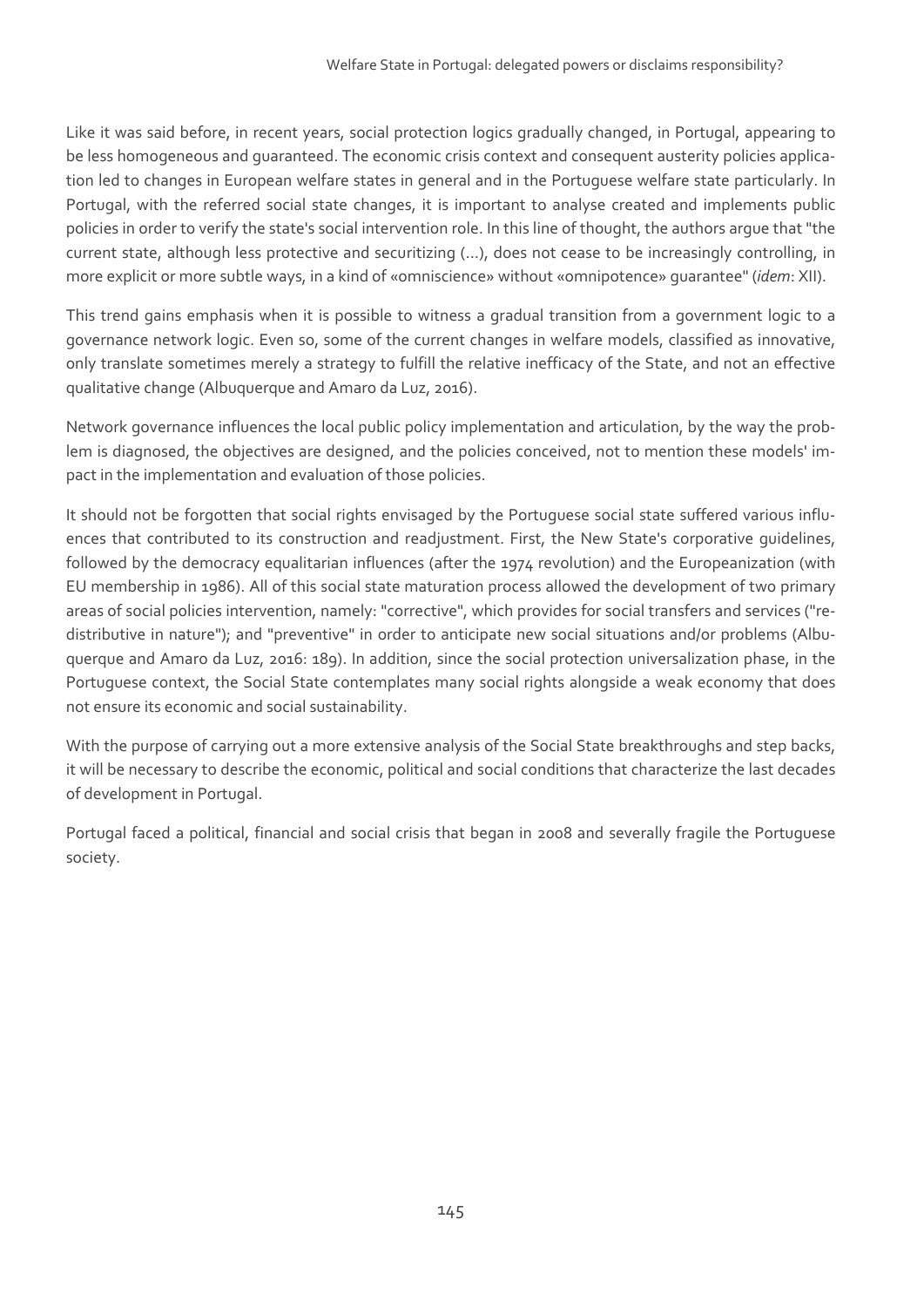Like it was said before, in recent years, social protection logics gradually changed, in Portugal, appearing to be less homogeneous and guaranteed. The economic crisis context and consequent austerity policies application led to changes in European welfare states in general and in the Portuguese welfare state particularly. In Portugal, with the referred social state changes, it is important to analyse created and implements public policies in order to verify the state's social intervention role. In this line of thought, the authors argue that "the current state, although less protective and securitizing (...), does not cease to be increasingly controlling, in more explicit or more subtle ways, in a kind of «omniscience» without «omnipotence» guarantee" (*idem*: XII).

This trend gains emphasis when it is possible to witness a gradual transition from a government logic to a governance network logic. Even so, some of the current changes in welfare models, classified as innovative, only translate sometimes merely a strategy to fulfill the relative inefficacy of the State, and not an effective qualitative change (Albuquerque and Amaro da Luz, 2016).

Network governance influences the local public policy implementation and articulation, by the way the problem is diagnosed, the objectives are designed, and the policies conceived, not to mention these models' impact in the implementation and evaluation of those policies.

It should not be forgotten that social rights envisaged by the Portuguese social state suffered various influences that contributed to its construction and readjustment. First, the New State's corporative guidelines, followed by the democracy equalitarian influences (after the 1974 revolution) and the Europeanization (with EU membership in 1986). All of this social state maturation process allowed the development of two primary areas of social policies intervention, namely: "corrective", which provides for social transfers and services ("redistributive in nature"); and "preventive" in order to anticipate new social situations and/or problems (Albuquerque and Amaro da Luz, 2016: 189). In addition, since the social protection universalization phase, in the Portuguese context, the Social State contemplates many social rights alongside a weak economy that does not ensure its economic and social sustainability.

With the purpose of carrying out a more extensive analysis of the Social State breakthroughs and step backs, it will be necessary to describe the economic, political and social conditions that characterize the last decades of development in Portugal.

Portugal faced a political, financial and social crisis that began in 2008 and severally fragile the Portuguese society.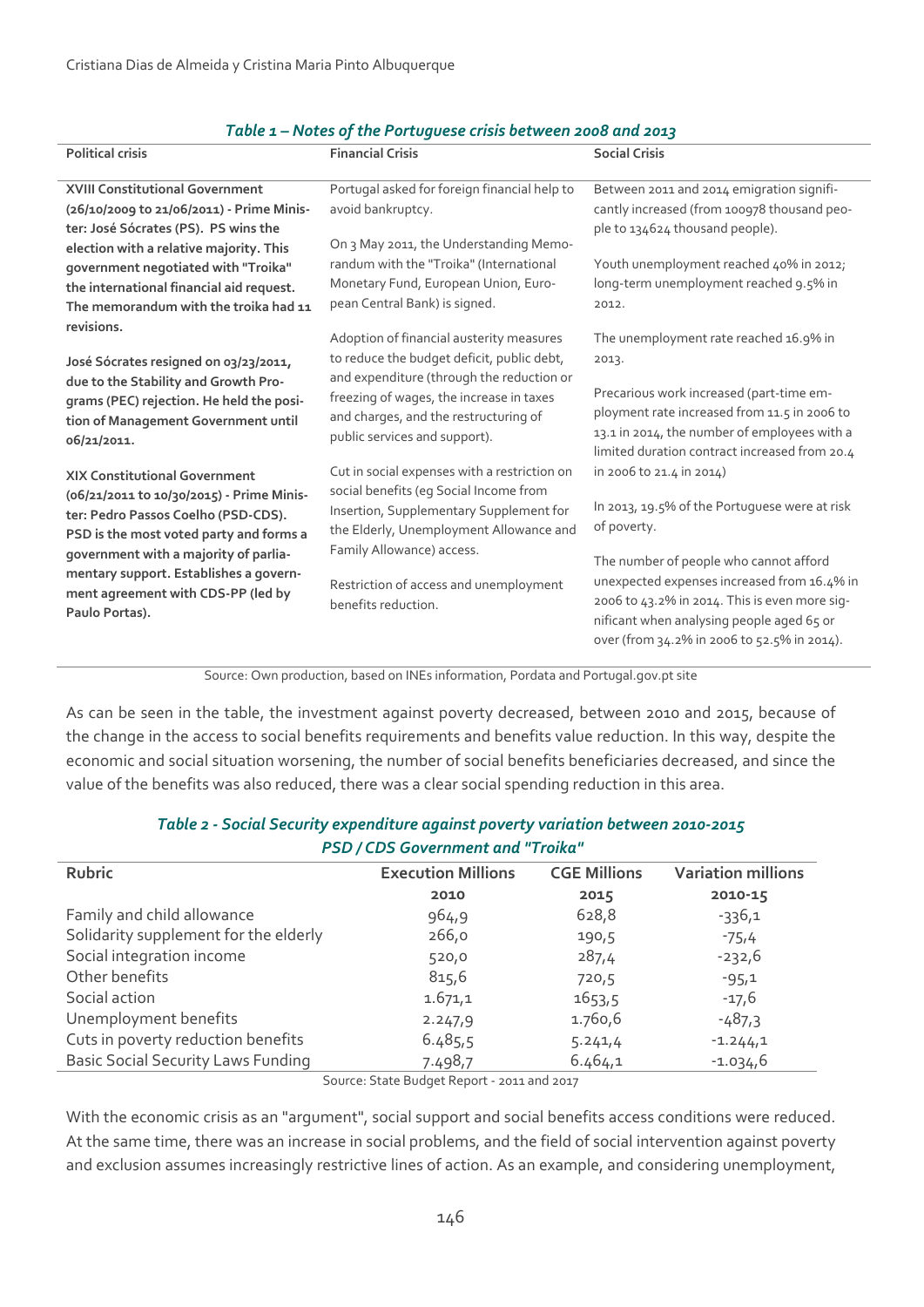*Table 1 – Notes of the Portuguese crisis between 2008 and 2013*

| Political crisis | Financial Crisis | Social Crisis |
|---|---|---|
| **XVIII Constitutional Government (26/10/2009 to 21/06/2011) - Prime Minister: José Sócrates (PS). PS wins the election with a relative majority. This government negotiated with "Troika" the international financial aid request. The memorandum with the troika had 11 revisions.**<br><br>**José Sócrates resigned on 03/23/2011, due to the Stability and Growth Programs (PEC) rejection. He held the position of Management Government until 06/21/2011.**<br><br>**XIX Constitutional Government (06/21/2011 to 10/30/2015) - Prime Minister: Pedro Passos Coelho (PSD-CDS). PSD is the most voted party and forms a government with a majority of parliamentary support. Establishes a government agreement with CDS-PP (led by Paulo Portas).** | Portugal asked for foreign financial help to avoid bankruptcy.<br><br>On 3 May 2011, the Understanding Memorandum with the "Troika" (International Monetary Fund, European Union, European Central Bank) is signed.<br><br>Adoption of financial austerity measures to reduce the budget deficit, public debt, and expenditure (through the reduction or freezing of wages, the increase in taxes and charges, and the restructuring of public services and support).<br><br>Cut in social expenses with a restriction on social benefits (eg Social Income from Insertion, Supplementary Supplement for the Elderly, Unemployment Allowance and Family Allowance) access.<br><br>Restriction of access and unemployment benefits reduction. | Between 2011 and 2014 emigration significantly increased (from 100978 thousand people to 134624 thousand people).<br><br>Youth unemployment reached 40% in 2012; long-term unemployment reached 9.5% in 2012.<br><br>The unemployment rate reached 16.9% in 2013.<br><br>Precarious work increased (part-time employment rate increased from 11.5 in 2006 to 13.1 in 2014, the number of employees with a limited duration contract increased from 20.4 in 2006 to 21.4 in 2014)<br><br>In 2013, 19.5% of the Portuguese were at risk of poverty.<br><br>The number of people who cannot afford unexpected expenses increased from 16.4% in 2006 to 43.2% in 2014. This is even more significant when analysing people aged 65 or over (from 34.2% in 2006 to 52.5% in 2014). |

Source: Own production, based on INEs information, Pordata and Portugal.gov.pt site

As can be seen in the table, the investment against poverty decreased, between 2010 and 2015, because of the change in the access to social benefits requirements and benefits value reduction. In this way, despite the economic and social situation worsening, the number of social benefits beneficiaries decreased, and since the value of the benefits was also reduced, there was a clear social spending reduction in this area.

*Table 2 - Social Security expenditure against poverty variation between 2010-2015 PSD / CDS Government and "Troika"*

| Rubric | Execution Millions | CGE Millions | Variation millions |
|---|---|---|---|
| | 2010 | 2015 | 2010-15 |
| Family and child allowance | 964,9 | 628,8 | -336,1 |
| Solidarity supplement for the elderly | 266,0 | 190,5 | -75,4 |
| Social integration income | 520,0 | 287,4 | -232,6 |
| Other benefits | 815,6 | 720,5 | -95,1 |
| Social action | 1.671,1 | 1653,5 | -17,6 |
| Unemployment benefits | 2.247,9 | 1.760,6 | -487,3 |
| Cuts in poverty reduction benefits | 6.485,5 | 5.241,4 | -1.244,1 |
| Basic Social Security Laws Funding | 7.498,7 | 6.464,1 | -1.034,6 |

Source: State Budget Report - 2011 and 2017

With the economic crisis as an "argument", social support and social benefits access conditions were reduced. At the same time, there was an increase in social problems, and the field of social intervention against poverty and exclusion assumes increasingly restrictive lines of action. As an example, and considering unemployment,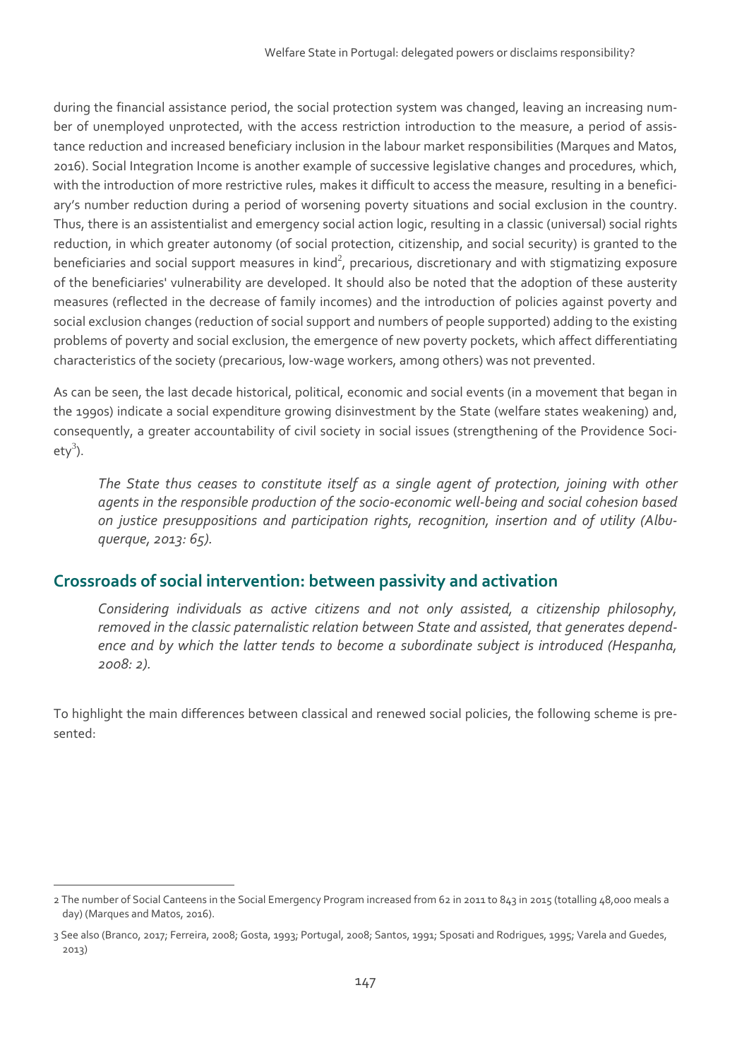during the financial assistance period, the social protection system was changed, leaving an increasing number of unemployed unprotected, with the access restriction introduction to the measure, a period of assistance reduction and increased beneficiary inclusion in the labour market responsibilities (Marques and Matos, 2016). Social Integration Income is another example of successive legislative changes and procedures, which, with the introduction of more restrictive rules, makes it difficult to access the measure, resulting in a beneficiary's number reduction during a period of worsening poverty situations and social exclusion in the country. Thus, there is an assistentialist and emergency social action logic, resulting in a classic (universal) social rights reduction, in which greater autonomy (of social protection, citizenship, and social security) is granted to the beneficiaries and social support measures in kind[2], precarious, discretionary and with stigmatizing exposure of the beneficiaries' vulnerability are developed. It should also be noted that the adoption of these austerity measures (reflected in the decrease of family incomes) and the introduction of policies against poverty and social exclusion changes (reduction of social support and numbers of people supported) adding to the existing problems of poverty and social exclusion, the emergence of new poverty pockets, which affect differentiating characteristics of the society (precarious, low-wage workers, among others) was not prevented.

As can be seen, the last decade historical, political, economic and social events (in a movement that began in the 1990s) indicate a social expenditure growing disinvestment by the State (welfare states weakening) and, consequently, a greater accountability of civil society in social issues (strengthening of the Providence Society[3]).

> *The State thus ceases to constitute itself as a single agent of protection, joining with other agents in the responsible production of the socio-economic well-being and social cohesion based on justice presuppositions and participation rights, recognition, insertion and of utility (Albuquerque, 2013: 65).*

## Crossroads of social intervention: between passivity and activation

> *Considering individuals as active citizens and not only assisted, a citizenship philosophy, removed in the classic paternalistic relation between State and assisted, that generates dependence and by which the latter tends to become a subordinate subject is introduced (Hespanha, 2008: 2).*

To highlight the main differences between classical and renewed social policies, the following scheme is presented:

---

2 The number of Social Canteens in the Social Emergency Program increased from 62 in 2011 to 843 in 2015 (totalling 48,000 meals a day) (Marques and Matos, 2016).

3 See also (Branco, 2017; Ferreira, 2008; Gosta, 1993; Portugal, 2008; Santos, 1991; Sposati and Rodrigues, 1995; Varela and Guedes, 2013)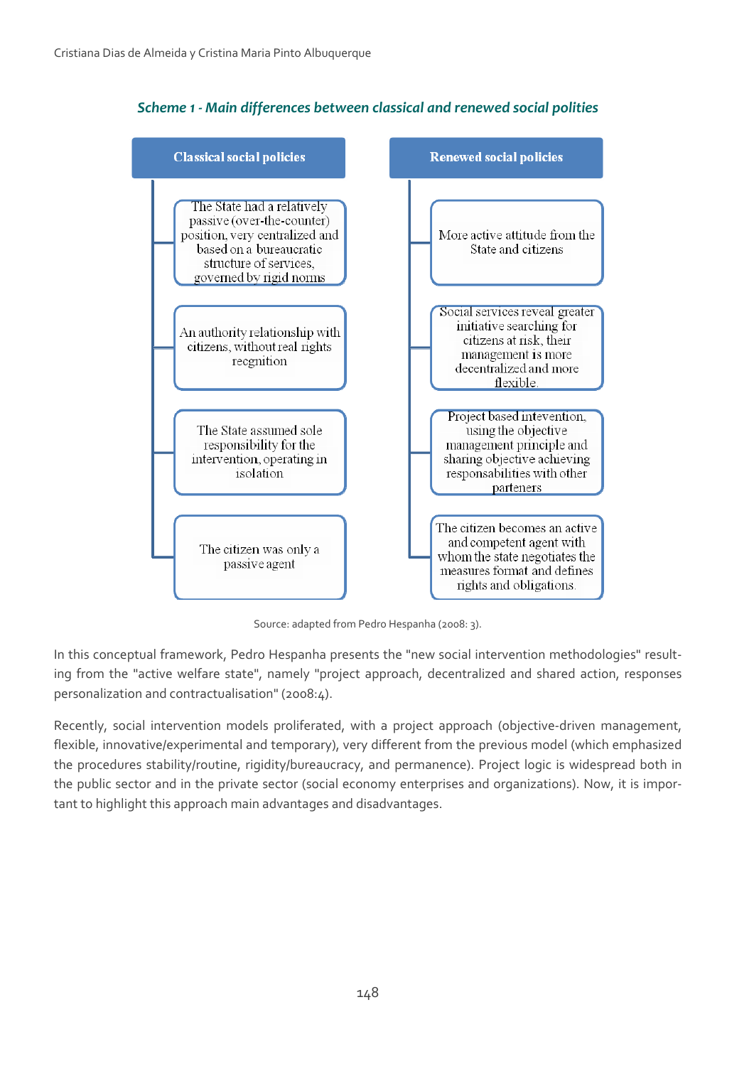***Scheme 1 - Main differences between classical and renewed social polities***

| Classical social policies | Renewed social policies |
| --- | --- |
| The State had a relatively passive (over-the-counter) position, very centralized and based on a bureaucratic structure of services, governed by rigid norms | More active attitude from the State and citizens |
| An authority relationship with citizens, without real rights recgnition | Social services reveal greater initiative searching for citizens at risk, their management is more decentralized and more flexible. |
| The State assumed sole responsibility for the intervention, operating in isolation | Project based intevention, using the objective management principle and sharing objective achieving responsabilities with other parteners |
| The citizen was only a passive agent | The citizen becomes an active and competent agent with whom the state negotiates the measures format and defines rights and obligations. |

Source: adapted from Pedro Hespanha (2008: 3).

In this conceptual framework, Pedro Hespanha presents the "new social intervention methodologies" resulting from the "active welfare state", namely "project approach, decentralized and shared action, responses personalization and contractualisation" (2008:4).

Recently, social intervention models proliferated, with a project approach (objective-driven management, flexible, innovative/experimental and temporary), very different from the previous model (which emphasized the procedures stability/routine, rigidity/bureaucracy, and permanence). Project logic is widespread both in the public sector and in the private sector (social economy enterprises and organizations). Now, it is important to highlight this approach main advantages and disadvantages.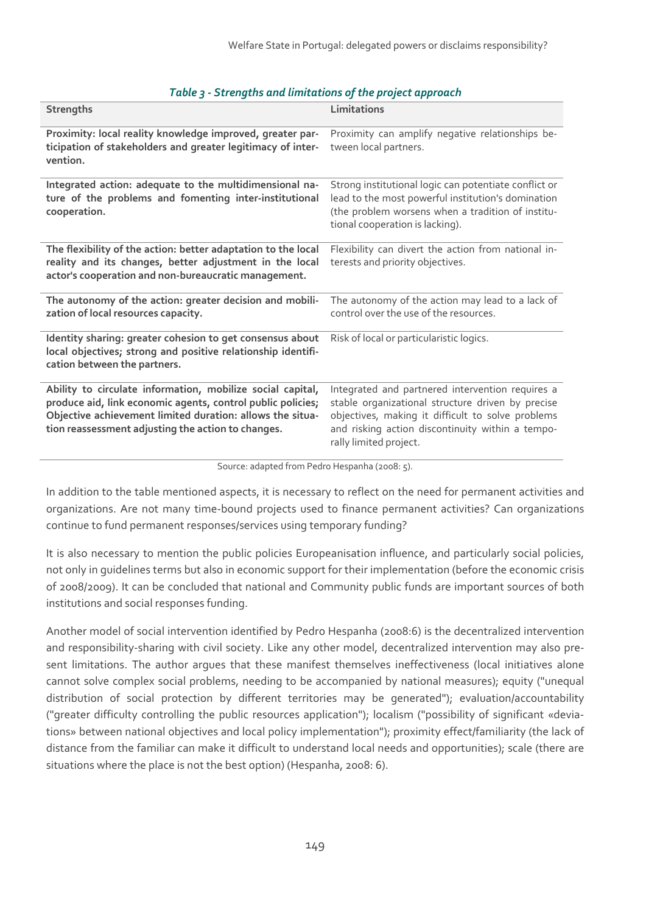*Table 3 - Strengths and limitations of the project approach*

| Strengths | Limitations |
|---|---|
| **Proximity: local reality knowledge improved, greater participation of stakeholders and greater legitimacy of intervention.** | Proximity can amplify negative relationships between local partners. |
| **Integrated action: adequate to the multidimensional nature of the problems and fomenting inter-institutional cooperation.** | Strong institutional logic can potentiate conflict or lead to the most powerful institution's domination (the problem worsens when a tradition of institutional cooperation is lacking). |
| **The flexibility of the action: better adaptation to the local reality and its changes, better adjustment in the local actor's cooperation and non-bureaucratic management.** | Flexibility can divert the action from national interests and priority objectives. |
| **The autonomy of the action: greater decision and mobilization of local resources capacity.** | The autonomy of the action may lead to a lack of control over the use of the resources. |
| **Identity sharing: greater cohesion to get consensus about local objectives; strong and positive relationship identification between the partners.** | Risk of local or particularistic logics. |
| **Ability to circulate information, mobilize social capital, produce aid, link economic agents, control public policies; Objective achievement limited duration: allows the situation reassessment adjusting the action to changes.** | Integrated and partnered intervention requires a stable organizational structure driven by precise objectives, making it difficult to solve problems and risking action discontinuity within a temporally limited project. |

Source: adapted from Pedro Hespanha (2008: 5).

In addition to the table mentioned aspects, it is necessary to reflect on the need for permanent activities and organizations. Are not many time-bound projects used to finance permanent activities? Can organizations continue to fund permanent responses/services using temporary funding?

It is also necessary to mention the public policies Europeanisation influence, and particularly social policies, not only in guidelines terms but also in economic support for their implementation (before the economic crisis of 2008/2009). It can be concluded that national and Community public funds are important sources of both institutions and social responses funding.

Another model of social intervention identified by Pedro Hespanha (2008:6) is the decentralized intervention and responsibility-sharing with civil society. Like any other model, decentralized intervention may also present limitations. The author argues that these manifest themselves ineffectiveness (local initiatives alone cannot solve complex social problems, needing to be accompanied by national measures); equity ("unequal distribution of social protection by different territories may be generated"); evaluation/accountability ("greater difficulty controlling the public resources application"); localism ("possibility of significant «deviations» between national objectives and local policy implementation"); proximity effect/familiarity (the lack of distance from the familiar can make it difficult to understand local needs and opportunities); scale (there are situations where the place is not the best option) (Hespanha, 2008: 6).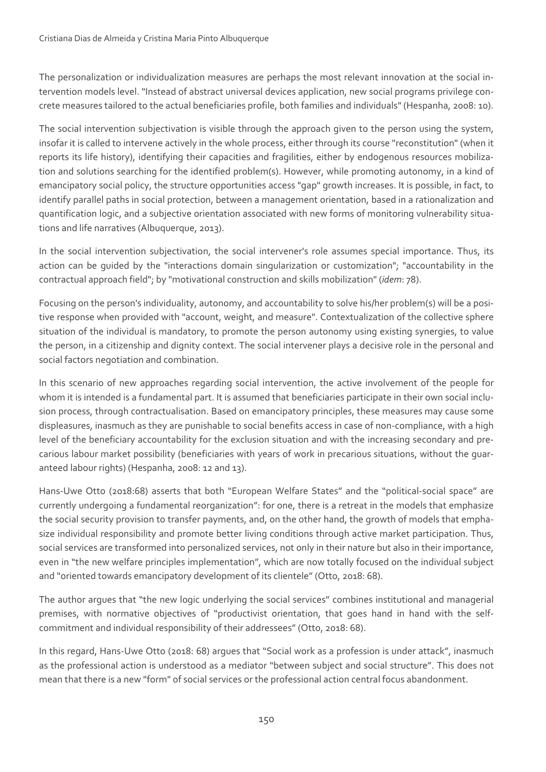The personalization or individualization measures are perhaps the most relevant innovation at the social intervention models level. "Instead of abstract universal devices application, new social programs privilege concrete measures tailored to the actual beneficiaries profile, both families and individuals" (Hespanha, 2008: 10).

The social intervention subjectivation is visible through the approach given to the person using the system, insofar it is called to intervene actively in the whole process, either through its course "reconstitution" (when it reports its life history), identifying their capacities and fragilities, either by endogenous resources mobilization and solutions searching for the identified problem(s). However, while promoting autonomy, in a kind of emancipatory social policy, the structure opportunities access "gap" growth increases. It is possible, in fact, to identify parallel paths in social protection, between a management orientation, based in a rationalization and quantification logic, and a subjective orientation associated with new forms of monitoring vulnerability situations and life narratives (Albuquerque, 2013).

In the social intervention subjectivation, the social intervener's role assumes special importance. Thus, its action can be guided by the "interactions domain singularization or customization"; "accountability in the contractual approach field"; by "motivational construction and skills mobilization" (*idem*: 78).

Focusing on the person's individuality, autonomy, and accountability to solve his/her problem(s) will be a positive response when provided with "account, weight, and measure". Contextualization of the collective sphere situation of the individual is mandatory, to promote the person autonomy using existing synergies, to value the person, in a citizenship and dignity context. The social intervener plays a decisive role in the personal and social factors negotiation and combination.

In this scenario of new approaches regarding social intervention, the active involvement of the people for whom it is intended is a fundamental part. It is assumed that beneficiaries participate in their own social inclusion process, through contractualisation. Based on emancipatory principles, these measures may cause some displeasures, inasmuch as they are punishable to social benefits access in case of non-compliance, with a high level of the beneficiary accountability for the exclusion situation and with the increasing secondary and precarious labour market possibility (beneficiaries with years of work in precarious situations, without the guaranteed labour rights) (Hespanha, 2008: 12 and 13).

Hans-Uwe Otto (2018:68) asserts that both "European Welfare States" and the "political-social space" are currently undergoing a fundamental reorganization": for one, there is a retreat in the models that emphasize the social security provision to transfer payments, and, on the other hand, the growth of models that emphasize individual responsibility and promote better living conditions through active market participation. Thus, social services are transformed into personalized services, not only in their nature but also in their importance, even in "the new welfare principles implementation", which are now totally focused on the individual subject and "oriented towards emancipatory development of its clientele" (Otto, 2018: 68).

The author argues that "the new logic underlying the social services" combines institutional and managerial premises, with normative objectives of "productivist orientation, that goes hand in hand with the self-commitment and individual responsibility of their addressees" (Otto, 2018: 68).

In this regard, Hans-Uwe Otto (2018: 68) argues that "Social work as a profession is under attack", inasmuch as the professional action is understood as a mediator "between subject and social structure". This does not mean that there is a new "form" of social services or the professional action central focus abandonment.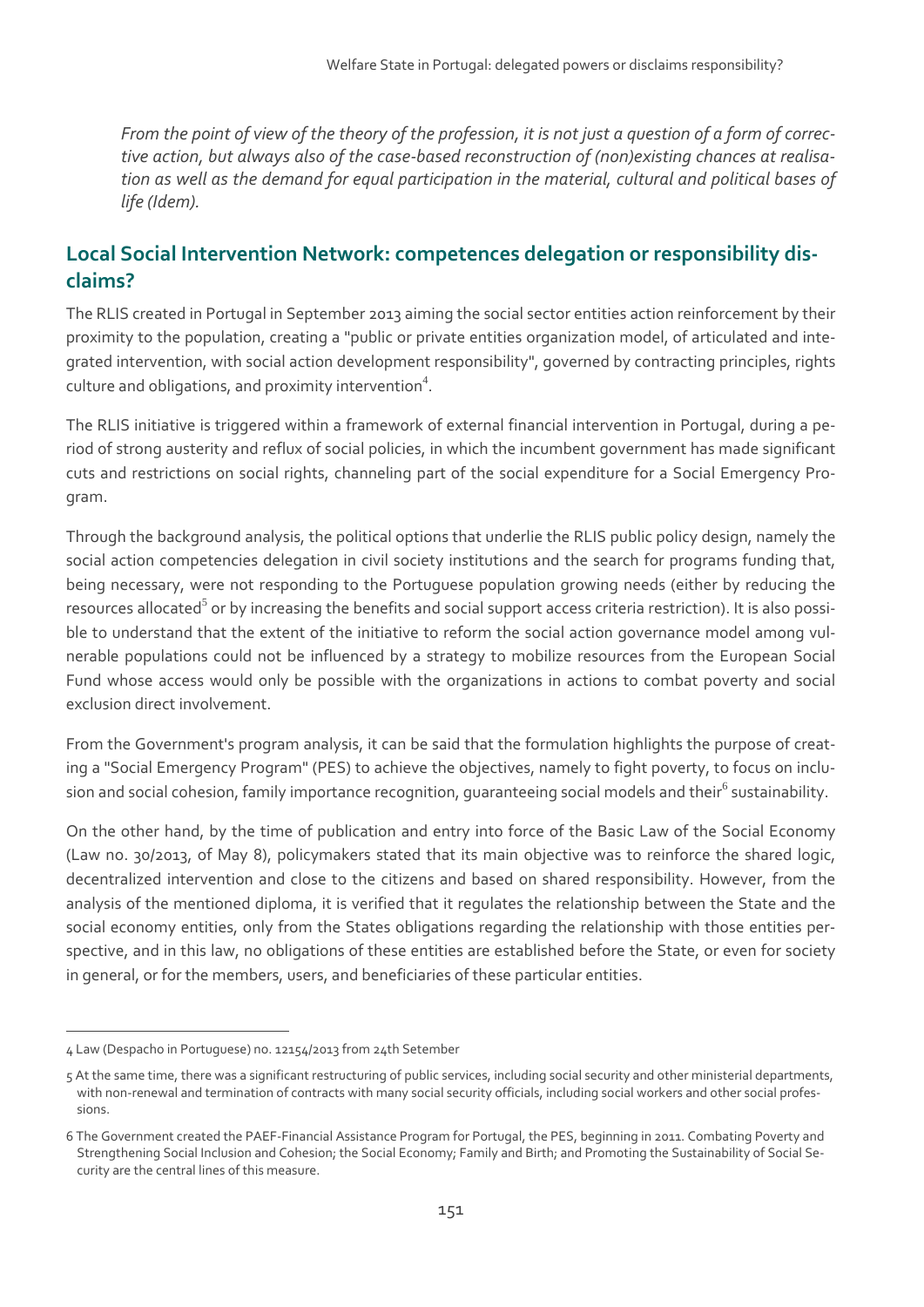*From the point of view of the theory of the profession, it is not just a question of a form of corrective action, but always also of the case-based reconstruction of (non)existing chances at realisation as well as the demand for equal participation in the material, cultural and political bases of life (Idem).*

## Local Social Intervention Network: competences delegation or responsibility disclaims?

The RLIS created in Portugal in September 2013 aiming the social sector entities action reinforcement by their proximity to the population, creating a "public or private entities organization model, of articulated and integrated intervention, with social action development responsibility", governed by contracting principles, rights culture and obligations, and proximity intervention[4].

The RLIS initiative is triggered within a framework of external financial intervention in Portugal, during a period of strong austerity and reflux of social policies, in which the incumbent government has made significant cuts and restrictions on social rights, channeling part of the social expenditure for a Social Emergency Program.

Through the background analysis, the political options that underlie the RLIS public policy design, namely the social action competencies delegation in civil society institutions and the search for programs funding that, being necessary, were not responding to the Portuguese population growing needs (either by reducing the resources allocated[5] or by increasing the benefits and social support access criteria restriction). It is also possible to understand that the extent of the initiative to reform the social action governance model among vulnerable populations could not be influenced by a strategy to mobilize resources from the European Social Fund whose access would only be possible with the organizations in actions to combat poverty and social exclusion direct involvement.

From the Government's program analysis, it can be said that the formulation highlights the purpose of creating a "Social Emergency Program" (PES) to achieve the objectives, namely to fight poverty, to focus on inclusion and social cohesion, family importance recognition, guaranteeing social models and their[6] sustainability.

On the other hand, by the time of publication and entry into force of the Basic Law of the Social Economy (Law no. 30/2013, of May 8), policymakers stated that its main objective was to reinforce the shared logic, decentralized intervention and close to the citizens and based on shared responsibility. However, from the analysis of the mentioned diploma, it is verified that it regulates the relationship between the State and the social economy entities, only from the States obligations regarding the relationship with those entities perspective, and in this law, no obligations of these entities are established before the State, or even for society in general, or for the members, users, and beneficiaries of these particular entities.

---

4 Law (Despacho in Portuguese) no. 12154/2013 from 24th Setember

5 At the same time, there was a significant restructuring of public services, including social security and other ministerial departments, with non-renewal and termination of contracts with many social security officials, including social workers and other social professions.

6 The Government created the PAEF-Financial Assistance Program for Portugal, the PES, beginning in 2011. Combating Poverty and Strengthening Social Inclusion and Cohesion; the Social Economy; Family and Birth; and Promoting the Sustainability of Social Security are the central lines of this measure.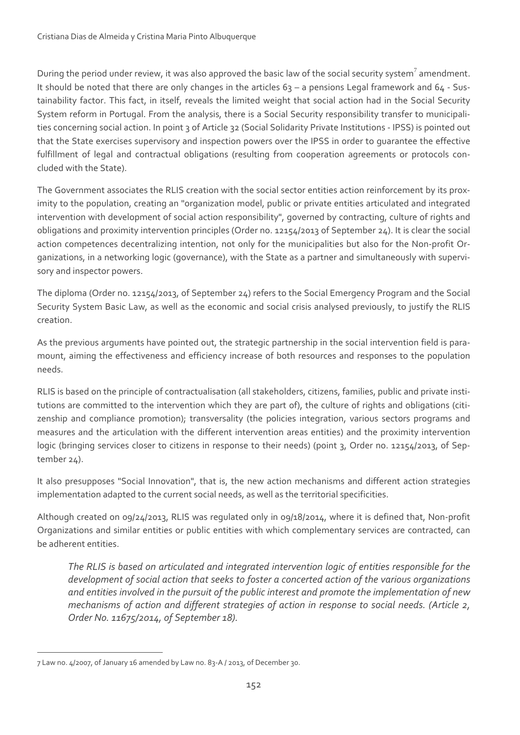During the period under review, it was also approved the basic law of the social security system[7] amendment. It should be noted that there are only changes in the articles 63 – a pensions Legal framework and 64 - Sustainability factor. This fact, in itself, reveals the limited weight that social action had in the Social Security System reform in Portugal. From the analysis, there is a Social Security responsibility transfer to municipalities concerning social action. In point 3 of Article 32 (Social Solidarity Private Institutions - IPSS) is pointed out that the State exercises supervisory and inspection powers over the IPSS in order to guarantee the effective fulfillment of legal and contractual obligations (resulting from cooperation agreements or protocols concluded with the State).

The Government associates the RLIS creation with the social sector entities action reinforcement by its proximity to the population, creating an "organization model, public or private entities articulated and integrated intervention with development of social action responsibility", governed by contracting, culture of rights and obligations and proximity intervention principles (Order no. 12154/2013 of September 24). It is clear the social action competences decentralizing intention, not only for the municipalities but also for the Non-profit Organizations, in a networking logic (governance), with the State as a partner and simultaneously with supervisory and inspector powers.

The diploma (Order no. 12154/2013, of September 24) refers to the Social Emergency Program and the Social Security System Basic Law, as well as the economic and social crisis analysed previously, to justify the RLIS creation.

As the previous arguments have pointed out, the strategic partnership in the social intervention field is paramount, aiming the effectiveness and efficiency increase of both resources and responses to the population needs.

RLIS is based on the principle of contractualisation (all stakeholders, citizens, families, public and private institutions are committed to the intervention which they are part of), the culture of rights and obligations (citizenship and compliance promotion); transversality (the policies integration, various sectors programs and measures and the articulation with the different intervention areas entities) and the proximity intervention logic (bringing services closer to citizens in response to their needs) (point 3, Order no. 12154/2013, of September 24).

It also presupposes "Social Innovation", that is, the new action mechanisms and different action strategies implementation adapted to the current social needs, as well as the territorial specificities.

Although created on 09/24/2013, RLIS was regulated only in 09/18/2014, where it is defined that, Non-profit Organizations and similar entities or public entities with which complementary services are contracted, can be adherent entities.

> *The RLIS is based on articulated and integrated intervention logic of entities responsible for the development of social action that seeks to foster a concerted action of the various organizations and entities involved in the pursuit of the public interest and promote the implementation of new mechanisms of action and different strategies of action in response to social needs. (Article 2, Order No. 11675/2014, of September 18).*

---

7 Law no. 4/2007, of January 16 amended by Law no. 83-A / 2013, of December 30.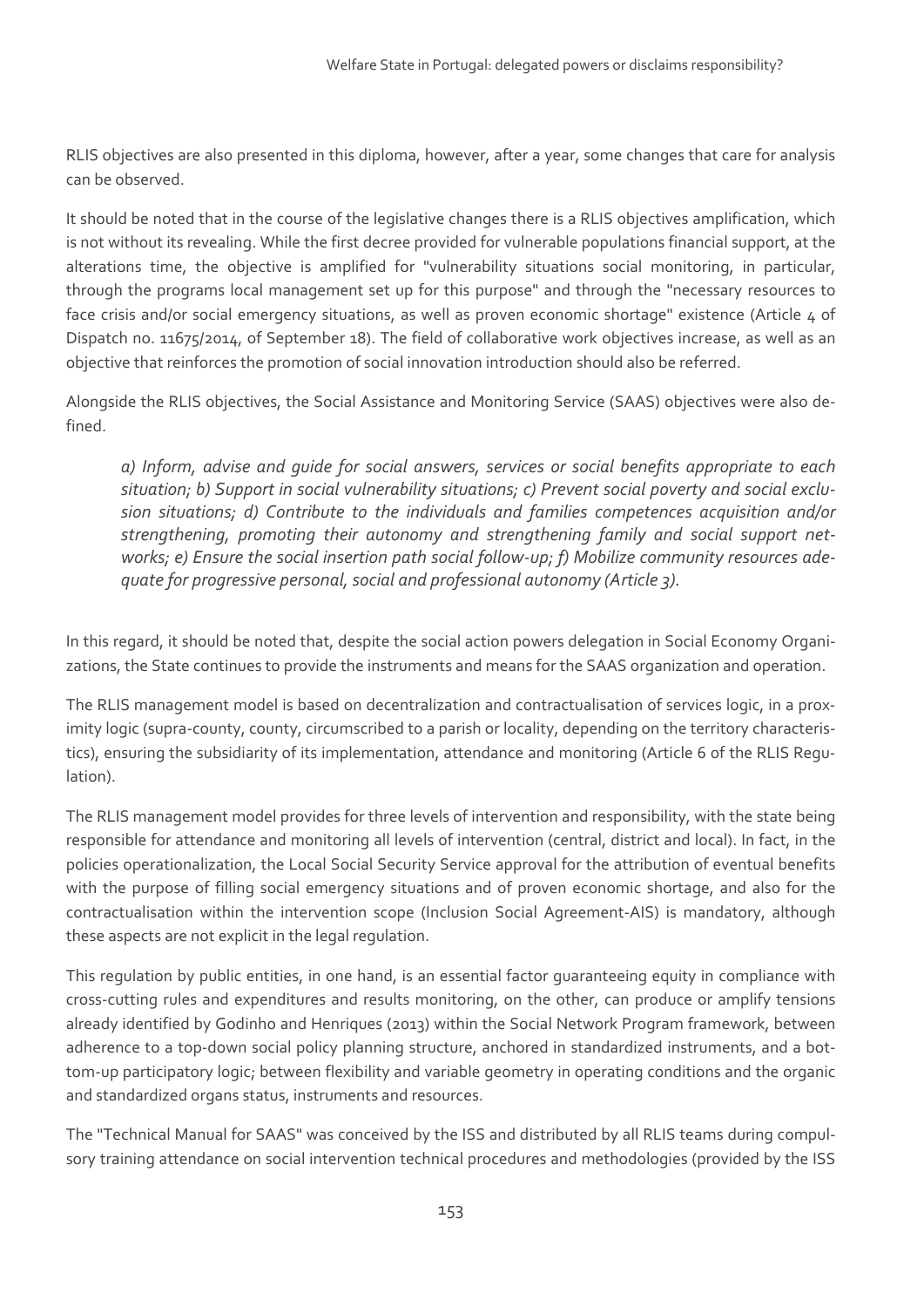RLIS objectives are also presented in this diploma, however, after a year, some changes that care for analysis can be observed.

It should be noted that in the course of the legislative changes there is a RLIS objectives amplification, which is not without its revealing. While the first decree provided for vulnerable populations financial support, at the alterations time, the objective is amplified for "vulnerability situations social monitoring, in particular, through the programs local management set up for this purpose" and through the "necessary resources to face crisis and/or social emergency situations, as well as proven economic shortage" existence (Article 4 of Dispatch no. 11675/2014, of September 18). The field of collaborative work objectives increase, as well as an objective that reinforces the promotion of social innovation introduction should also be referred.

Alongside the RLIS objectives, the Social Assistance and Monitoring Service (SAAS) objectives were also defined.

> *a) Inform, advise and guide for social answers, services or social benefits appropriate to each situation; b) Support in social vulnerability situations; c) Prevent social poverty and social exclusion situations; d) Contribute to the individuals and families competences acquisition and/or strengthening, promoting their autonomy and strengthening family and social support networks; e) Ensure the social insertion path social follow-up; f) Mobilize community resources adequate for progressive personal, social and professional autonomy (Article 3).*

In this regard, it should be noted that, despite the social action powers delegation in Social Economy Organizations, the State continues to provide the instruments and means for the SAAS organization and operation.

The RLIS management model is based on decentralization and contractualisation of services logic, in a proximity logic (supra-county, county, circumscribed to a parish or locality, depending on the territory characteristics), ensuring the subsidiarity of its implementation, attendance and monitoring (Article 6 of the RLIS Regulation).

The RLIS management model provides for three levels of intervention and responsibility, with the state being responsible for attendance and monitoring all levels of intervention (central, district and local). In fact, in the policies operationalization, the Local Social Security Service approval for the attribution of eventual benefits with the purpose of filling social emergency situations and of proven economic shortage, and also for the contractualisation within the intervention scope (Inclusion Social Agreement-AIS) is mandatory, although these aspects are not explicit in the legal regulation.

This regulation by public entities, in one hand, is an essential factor guaranteeing equity in compliance with cross-cutting rules and expenditures and results monitoring, on the other, can produce or amplify tensions already identified by Godinho and Henriques (2013) within the Social Network Program framework, between adherence to a top-down social policy planning structure, anchored in standardized instruments, and a bottom-up participatory logic; between flexibility and variable geometry in operating conditions and the organic and standardized organs status, instruments and resources.

The "Technical Manual for SAAS" was conceived by the ISS and distributed by all RLIS teams during compulsory training attendance on social intervention technical procedures and methodologies (provided by the ISS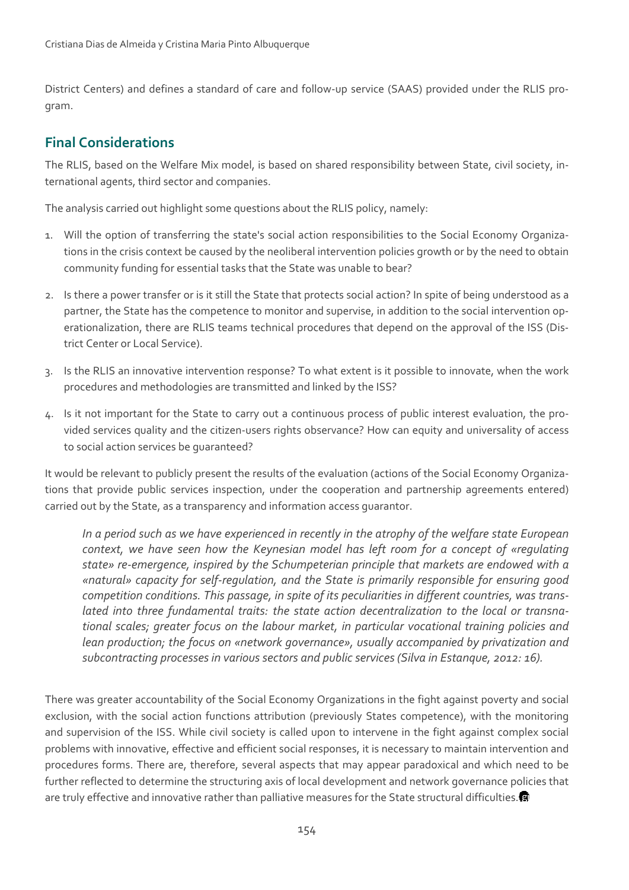District Centers) and defines a standard of care and follow-up service (SAAS) provided under the RLIS program.

## Final Considerations

The RLIS, based on the Welfare Mix model, is based on shared responsibility between State, civil society, international agents, third sector and companies.

The analysis carried out highlight some questions about the RLIS policy, namely:

1. Will the option of transferring the state's social action responsibilities to the Social Economy Organizations in the crisis context be caused by the neoliberal intervention policies growth or by the need to obtain community funding for essential tasks that the State was unable to bear?
2. Is there a power transfer or is it still the State that protects social action? In spite of being understood as a partner, the State has the competence to monitor and supervise, in addition to the social intervention operationalization, there are RLIS teams technical procedures that depend on the approval of the ISS (District Center or Local Service).
3. Is the RLIS an innovative intervention response? To what extent is it possible to innovate, when the work procedures and methodologies are transmitted and linked by the ISS?
4. Is it not important for the State to carry out a continuous process of public interest evaluation, the provided services quality and the citizen-users rights observance? How can equity and universality of access to social action services be guaranteed?

It would be relevant to publicly present the results of the evaluation (actions of the Social Economy Organizations that provide public services inspection, under the cooperation and partnership agreements entered) carried out by the State, as a transparency and information access guarantor.

> *In a period such as we have experienced in recently in the atrophy of the welfare state European context, we have seen how the Keynesian model has left room for a concept of «regulating state» re-emergence, inspired by the Schumpeterian principle that markets are endowed with a «natural» capacity for self-regulation, and the State is primarily responsible for ensuring good competition conditions. This passage, in spite of its peculiarities in different countries, was translated into three fundamental traits: the state action decentralization to the local or transnational scales; greater focus on the labour market, in particular vocational training policies and lean production; the focus on «network governance», usually accompanied by privatization and subcontracting processes in various sectors and public services (Silva in Estanque, 2012: 16).*

There was greater accountability of the Social Economy Organizations in the fight against poverty and social exclusion, with the social action functions attribution (previously States competence), with the monitoring and supervision of the ISS. While civil society is called upon to intervene in the fight against complex social problems with innovative, effective and efficient social responses, it is necessary to maintain intervention and procedures forms. There are, therefore, several aspects that may appear paradoxical and which need to be further reflected to determine the structuring axis of local development and network governance policies that are truly effective and innovative rather than palliative measures for the State structural difficulties.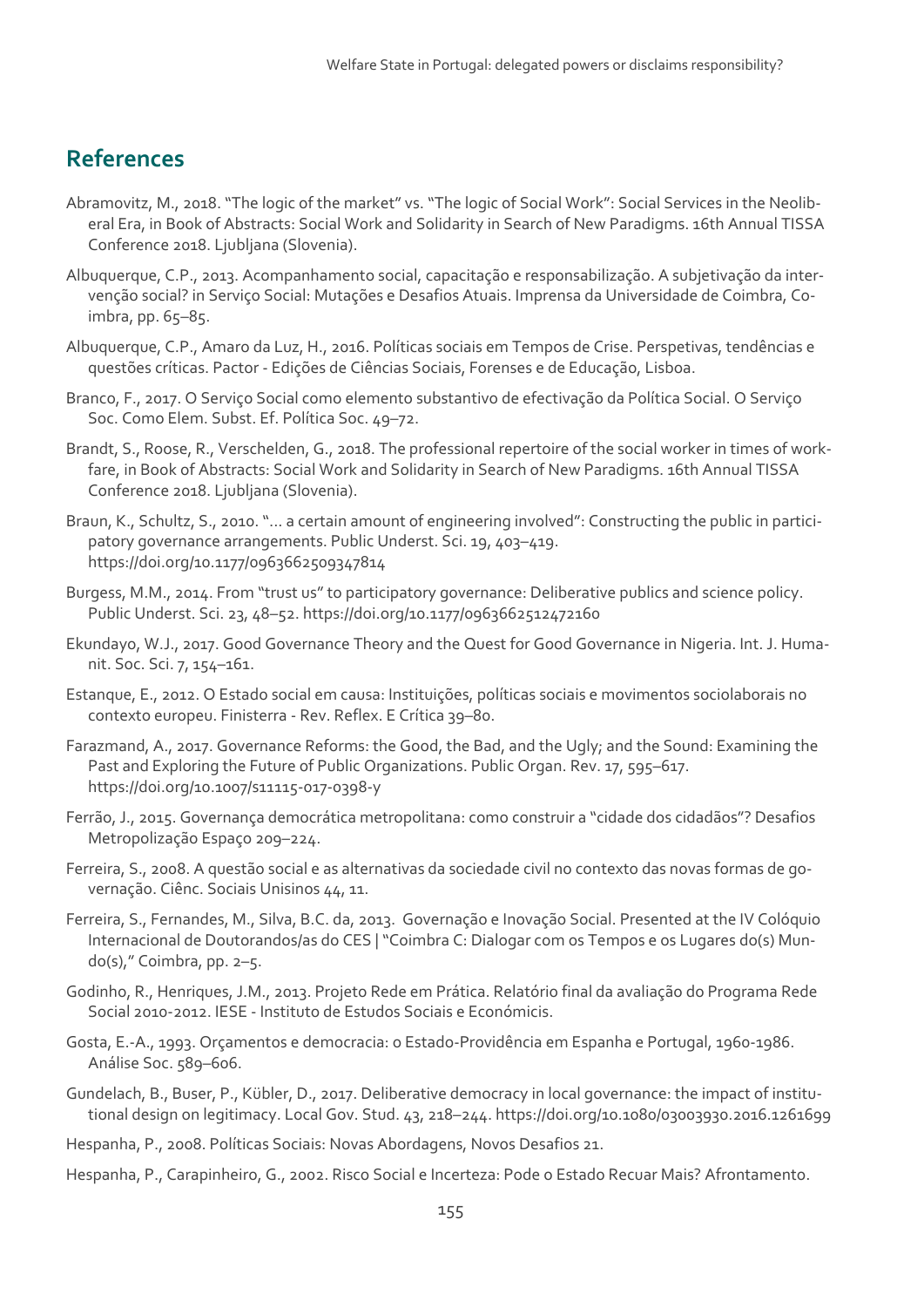## References

Abramovitz, M., 2018. "The logic of the market" vs. "The logic of Social Work": Social Services in the Neoliberal Era, in Book of Abstracts: Social Work and Solidarity in Search of New Paradigms. 16th Annual TISSA Conference 2018. Ljubljana (Slovenia).

Albuquerque, C.P., 2013. Acompanhamento social, capacitação e responsabilização. A subjetivação da intervenção social? in Serviço Social: Mutações e Desafios Atuais. Imprensa da Universidade de Coimbra, Coimbra, pp. 65–85.

Albuquerque, C.P., Amaro da Luz, H., 2016. Políticas sociais em Tempos de Crise. Perspetivas, tendências e questões críticas. Pactor - Edições de Ciências Sociais, Forenses e de Educação, Lisboa.

Branco, F., 2017. O Serviço Social como elemento substantivo de efectivação da Política Social. O Serviço Soc. Como Elem. Subst. Ef. Política Soc. 49–72.

Brandt, S., Roose, R., Verschelden, G., 2018. The professional repertoire of the social worker in times of workfare, in Book of Abstracts: Social Work and Solidarity in Search of New Paradigms. 16th Annual TISSA Conference 2018. Ljubljana (Slovenia).

Braun, K., Schultz, S., 2010. "... a certain amount of engineering involved": Constructing the public in participatory governance arrangements. Public Underst. Sci. 19, 403–419. https://doi.org/10.1177/0963662509347814

Burgess, M.M., 2014. From "trust us" to participatory governance: Deliberative publics and science policy. Public Underst. Sci. 23, 48–52. https://doi.org/10.1177/0963662512472160

Ekundayo, W.J., 2017. Good Governance Theory and the Quest for Good Governance in Nigeria. Int. J. Humanit. Soc. Sci. 7, 154–161.

Estanque, E., 2012. O Estado social em causa: Instituições, políticas sociais e movimentos sociolaborais no contexto europeu. Finisterra - Rev. Reflex. E Crítica 39–80.

Farazmand, A., 2017. Governance Reforms: the Good, the Bad, and the Ugly; and the Sound: Examining the Past and Exploring the Future of Public Organizations. Public Organ. Rev. 17, 595–617. https://doi.org/10.1007/s11115-017-0398-y

Ferrão, J., 2015. Governança democrática metropolitana: como construir a "cidade dos cidadãos"? Desafios Metropolização Espaço 209–224.

Ferreira, S., 2008. A questão social e as alternativas da sociedade civil no contexto das novas formas de governação. Ciênc. Sociais Unisinos 44, 11.

Ferreira, S., Fernandes, M., Silva, B.C. da, 2013. Governação e Inovação Social. Presented at the IV Colóquio Internacional de Doutorandos/as do CES | "Coimbra C: Dialogar com os Tempos e os Lugares do(s) Mundo(s)," Coimbra, pp. 2–5.

Godinho, R., Henriques, J.M., 2013. Projeto Rede em Prática. Relatório final da avaliação do Programa Rede Social 2010-2012. IESE - Instituto de Estudos Sociais e Económicis.

Gosta, E.-A., 1993. Orçamentos e democracia: o Estado-Providência em Espanha e Portugal, 1960-1986. Análise Soc. 589–606.

Gundelach, B., Buser, P., Kübler, D., 2017. Deliberative democracy in local governance: the impact of institutional design on legitimacy. Local Gov. Stud. 43, 218–244. https://doi.org/10.1080/03003930.2016.1261699

Hespanha, P., 2008. Políticas Sociais: Novas Abordagens, Novos Desafios 21.

Hespanha, P., Carapinheiro, G., 2002. Risco Social e Incerteza: Pode o Estado Recuar Mais? Afrontamento.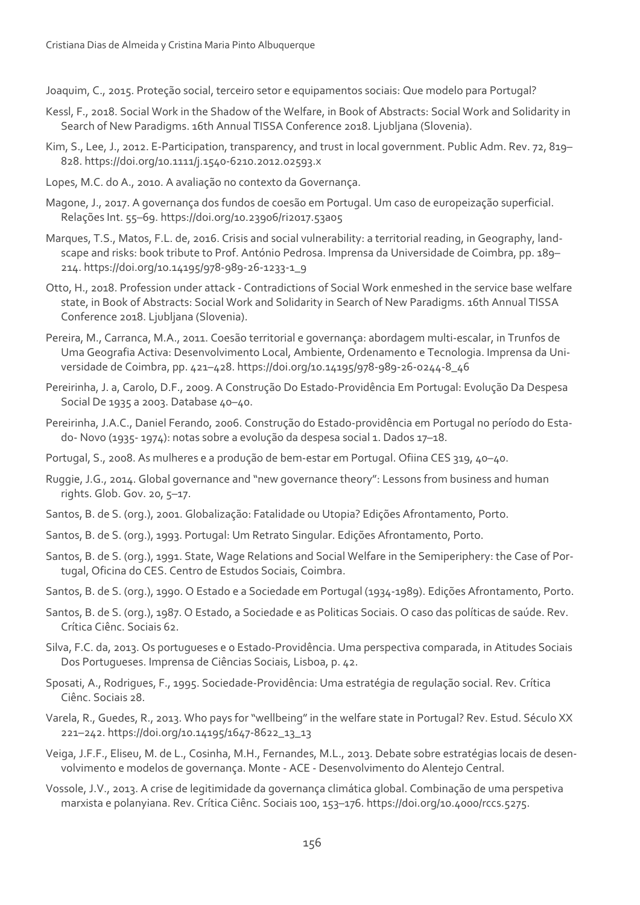Joaquim, C., 2015. Proteção social, terceiro setor e equipamentos sociais: Que modelo para Portugal?

Kessl, F., 2018. Social Work in the Shadow of the Welfare, in Book of Abstracts: Social Work and Solidarity in Search of New Paradigms. 16th Annual TISSA Conference 2018. Ljubljana (Slovenia).

Kim, S., Lee, J., 2012. E-Participation, transparency, and trust in local government. Public Adm. Rev. 72, 819–828. https://doi.org/10.1111/j.1540-6210.2012.02593.x

Lopes, M.C. do A., 2010. A avaliação no contexto da Governança.

Magone, J., 2017. A governança dos fundos de coesão em Portugal. Um caso de europeização superficial. Relações Int. 55–69. https://doi.org/10.23906/ri2017.53a05

Marques, T.S., Matos, F.L. de, 2016. Crisis and social vulnerability: a territorial reading, in Geography, landscape and risks: book tribute to Prof. António Pedrosa. Imprensa da Universidade de Coimbra, pp. 189–214. https://doi.org/10.14195/978-989-26-1233-1_9

Otto, H., 2018. Profession under attack - Contradictions of Social Work enmeshed in the service base welfare state, in Book of Abstracts: Social Work and Solidarity in Search of New Paradigms. 16th Annual TISSA Conference 2018. Ljubljana (Slovenia).

Pereira, M., Carranca, M.A., 2011. Coesão territorial e governança: abordagem multi-escalar, in Trunfos de Uma Geografia Activa: Desenvolvimento Local, Ambiente, Ordenamento e Tecnologia. Imprensa da Universidade de Coimbra, pp. 421–428. https://doi.org/10.14195/978-989-26-0244-8_46

Pereirinha, J. a, Carolo, D.F., 2009. A Construção Do Estado-Providência Em Portugal: Evolução Da Despesa Social De 1935 a 2003. Database 40–40.

Pereirinha, J.A.C., Daniel Ferando, 2006. Construção do Estado-providência em Portugal no período do Estado- Novo (1935- 1974): notas sobre a evolução da despesa social 1. Dados 17–18.

Portugal, S., 2008. As mulheres e a produção de bem-estar em Portugal. Ofiina CES 319, 40–40.

Ruggie, J.G., 2014. Global governance and "new governance theory": Lessons from business and human rights. Glob. Gov. 20, 5–17.

Santos, B. de S. (org.), 2001. Globalização: Fatalidade ou Utopia? Edições Afrontamento, Porto.

Santos, B. de S. (org.), 1993. Portugal: Um Retrato Singular. Edições Afrontamento, Porto.

Santos, B. de S. (org.), 1991. State, Wage Relations and Social Welfare in the Semiperiphery: the Case of Portugal, Oficina do CES. Centro de Estudos Sociais, Coimbra.

Santos, B. de S. (org.), 1990. O Estado e a Sociedade em Portugal (1934-1989). Edições Afrontamento, Porto.

Santos, B. de S. (org.), 1987. O Estado, a Sociedade e as Politicas Sociais. O caso das políticas de saúde. Rev. Crítica Ciênc. Sociais 62.

Silva, F.C. da, 2013. Os portugueses e o Estado-Providência. Uma perspectiva comparada, in Atitudes Sociais Dos Portugueses. Imprensa de Ciências Sociais, Lisboa, p. 42.

Sposati, A., Rodrigues, F., 1995. Sociedade-Providência: Uma estratégia de regulação social. Rev. Crítica Ciênc. Sociais 28.

Varela, R., Guedes, R., 2013. Who pays for "wellbeing" in the welfare state in Portugal? Rev. Estud. Século XX 221–242. https://doi.org/10.14195/1647-8622_13_13

Veiga, J.F.F., Eliseu, M. de L., Cosinha, M.H., Fernandes, M.L., 2013. Debate sobre estratégias locais de desenvolvimento e modelos de governança. Monte - ACE - Desenvolvimento do Alentejo Central.

Vossole, J.V., 2013. A crise de legitimidade da governança climática global. Combinação de uma perspetiva marxista e polanyiana. Rev. Crítica Ciênc. Sociais 100, 153–176. https://doi.org/10.4000/rccs.5275.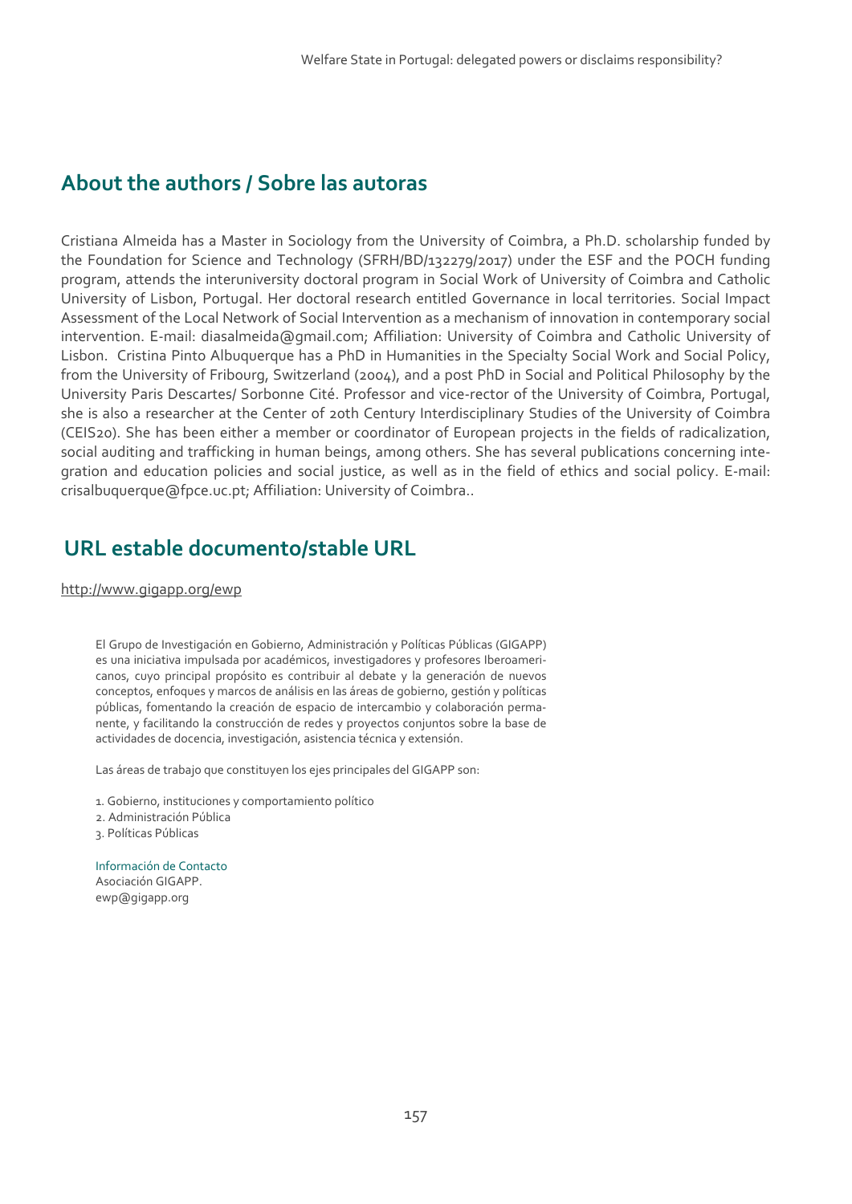## About the authors / Sobre las autoras

Cristiana Almeida has a Master in Sociology from the University of Coimbra, a Ph.D. scholarship funded by the Foundation for Science and Technology (SFRH/BD/132279/2017) under the ESF and the POCH funding program, attends the interuniversity doctoral program in Social Work of University of Coimbra and Catholic University of Lisbon, Portugal. Her doctoral research entitled Governance in local territories. Social Impact Assessment of the Local Network of Social Intervention as a mechanism of innovation in contemporary social intervention. E-mail: diasalmeida@gmail.com; Affiliation: University of Coimbra and Catholic University of Lisbon. Cristina Pinto Albuquerque has a PhD in Humanities in the Specialty Social Work and Social Policy, from the University of Fribourg, Switzerland (2004), and a post PhD in Social and Political Philosophy by the University Paris Descartes/ Sorbonne Cité. Professor and vice-rector of the University of Coimbra, Portugal, she is also a researcher at the Center of 20th Century Interdisciplinary Studies of the University of Coimbra (CEIS20). She has been either a member or coordinator of European projects in the fields of radicalization, social auditing and trafficking in human beings, among others. She has several publications concerning integration and education policies and social justice, as well as in the field of ethics and social policy. E-mail: crisalbuquerque@fpce.uc.pt; Affiliation: University of Coimbra..

## URL estable documento/stable URL

http://www.gigapp.org/ewp

El Grupo de Investigación en Gobierno, Administración y Políticas Públicas (GIGAPP) es una iniciativa impulsada por académicos, investigadores y profesores Iberoamericanos, cuyo principal propósito es contribuir al debate y la generación de nuevos conceptos, enfoques y marcos de análisis en las áreas de gobierno, gestión y políticas públicas, fomentando la creación de espacio de intercambio y colaboración permanente, y facilitando la construcción de redes y proyectos conjuntos sobre la base de actividades de docencia, investigación, asistencia técnica y extensión.

Las áreas de trabajo que constituyen los ejes principales del GIGAPP son:

1. Gobierno, instituciones y comportamiento político
2. Administración Pública
3. Políticas Públicas

Información de Contacto
Asociación GIGAPP.
ewp@gigapp.org